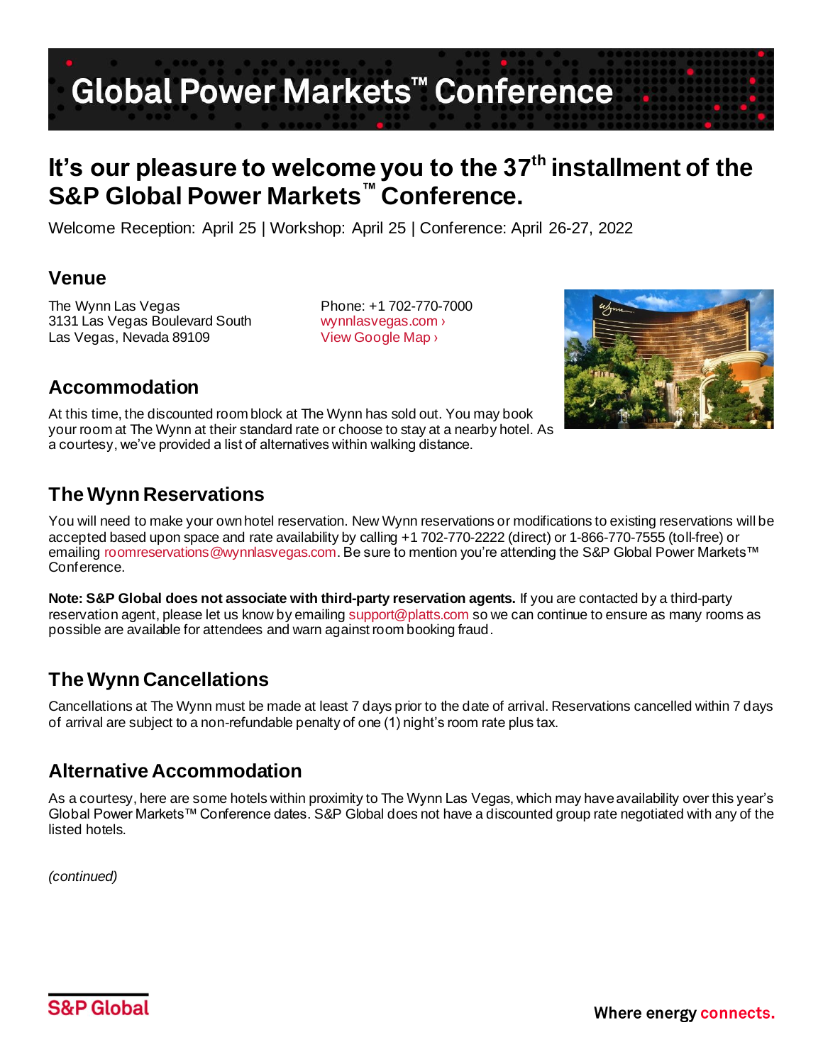# Global Power Markets™ Conference

## It's our pleasure to welcome you to the 37th installment of the S&P Global Power Markets™ Conference.

Welcome Reception: April 25 | Workshop: April 25 | Conference: April 26-27, 2022

### Venue

The Wynn Las Vegas
3131 Las Vegas Boulevard South
Las Vegas, Nevada 89109

Phone: +1 702-770-7000
wynnlasvegas.com ›
View Google Map ›

### Accommodation

At this time, the discounted room block at The Wynn has sold out. You may book your room at The Wynn at their standard rate or choose to stay at a nearby hotel. As a courtesy, we've provided a list of alternatives within walking distance.

### The Wynn Reservations

You will need to make your own hotel reservation. New Wynn reservations or modifications to existing reservations will be accepted based upon space and rate availability by calling +1 702-770-2222 (direct) or 1-866-770-7555 (toll-free) or emailing roomreservations@wynnlasvegas.com. Be sure to mention you're attending the S&P Global Power Markets™ Conference.

**Note: S&P Global does not associate with third-party reservation agents.** If you are contacted by a third-party reservation agent, please let us know by emailing support@platts.com so we can continue to ensure as many rooms as possible are available for attendees and warn against room booking fraud.

### The Wynn Cancellations

Cancellations at The Wynn must be made at least 7 days prior to the date of arrival. Reservations cancelled within 7 days of arrival are subject to a non-refundable penalty of one (1) night's room rate plus tax.

### Alternative Accommodation

As a courtesy, here are some hotels within proximity to The Wynn Las Vegas, which may have availability over this year's Global Power Markets™ Conference dates. S&P Global does not have a discounted group rate negotiated with any of the listed hotels.

*(continued)*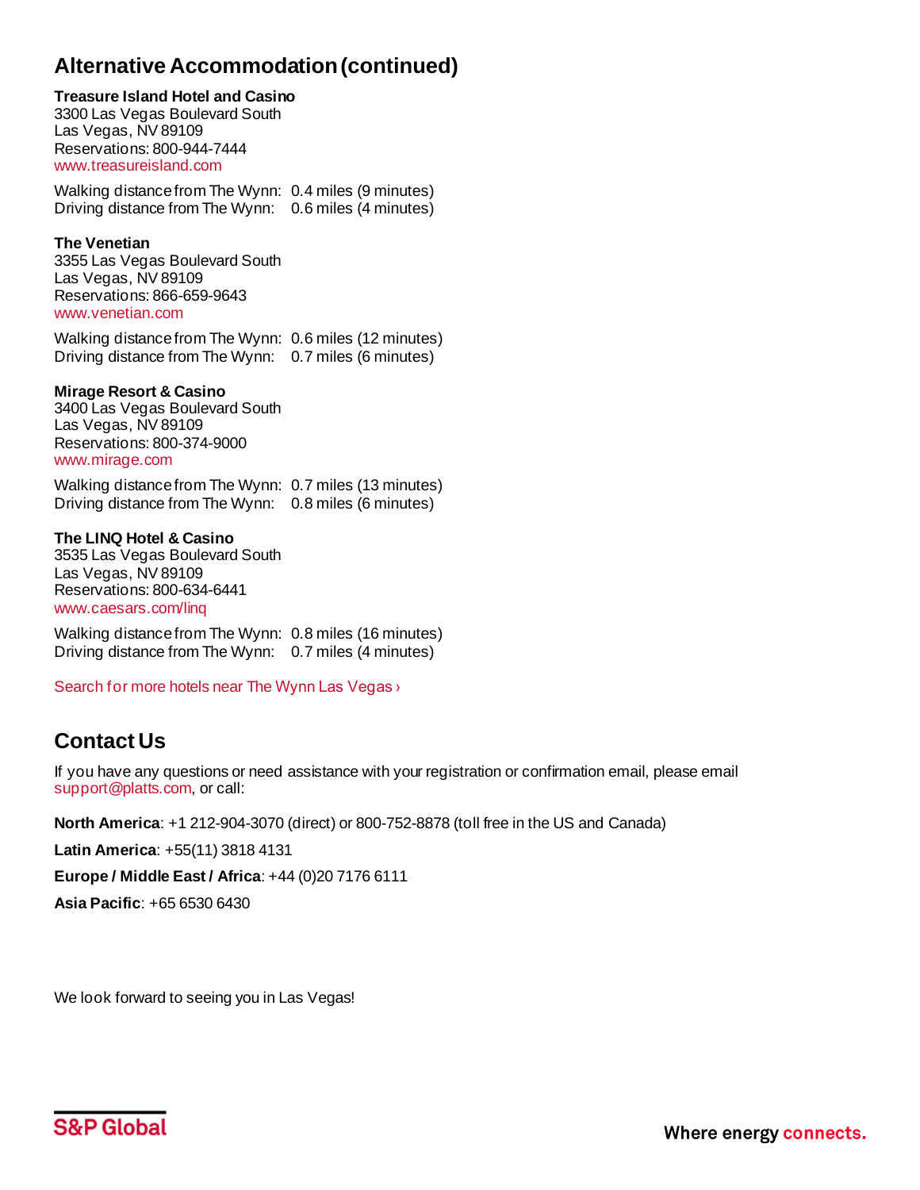## Alternative Accommodation (continued)

**Treasure Island Hotel and Casino**
3300 Las Vegas Boulevard South
Las Vegas, NV 89109
Reservations: 800-944-7444
www.treasureisland.com

Walking distance from The Wynn: 0.4 miles (9 minutes)
Driving distance from The Wynn: 0.6 miles (4 minutes)

**The Venetian**
3355 Las Vegas Boulevard South
Las Vegas, NV 89109
Reservations: 866-659-9643
www.venetian.com

Walking distance from The Wynn: 0.6 miles (12 minutes)
Driving distance from The Wynn: 0.7 miles (6 minutes)

**Mirage Resort & Casino**
3400 Las Vegas Boulevard South
Las Vegas, NV 89109
Reservations: 800-374-9000
www.mirage.com

Walking distance from The Wynn: 0.7 miles (13 minutes)
Driving distance from The Wynn: 0.8 miles (6 minutes)

**The LINQ Hotel & Casino**
3535 Las Vegas Boulevard South
Las Vegas, NV 89109
Reservations: 800-634-6441
www.caesars.com/linq

Walking distance from The Wynn: 0.8 miles (16 minutes)
Driving distance from The Wynn: 0.7 miles (4 minutes)

Search for more hotels near The Wynn Las Vegas ›

## Contact Us

If you have any questions or need assistance with your registration or confirmation email, please email support@platts.com, or call:

**North America**: +1 212-904-3070 (direct) or 800-752-8878 (toll free in the US and Canada)

**Latin America**: +55(11) 3818 4131

**Europe / Middle East / Africa**: +44 (0)20 7176 6111

**Asia Pacific**: +65 6530 6430

We look forward to seeing you in Las Vegas!

S&P Global

Where energy connects.